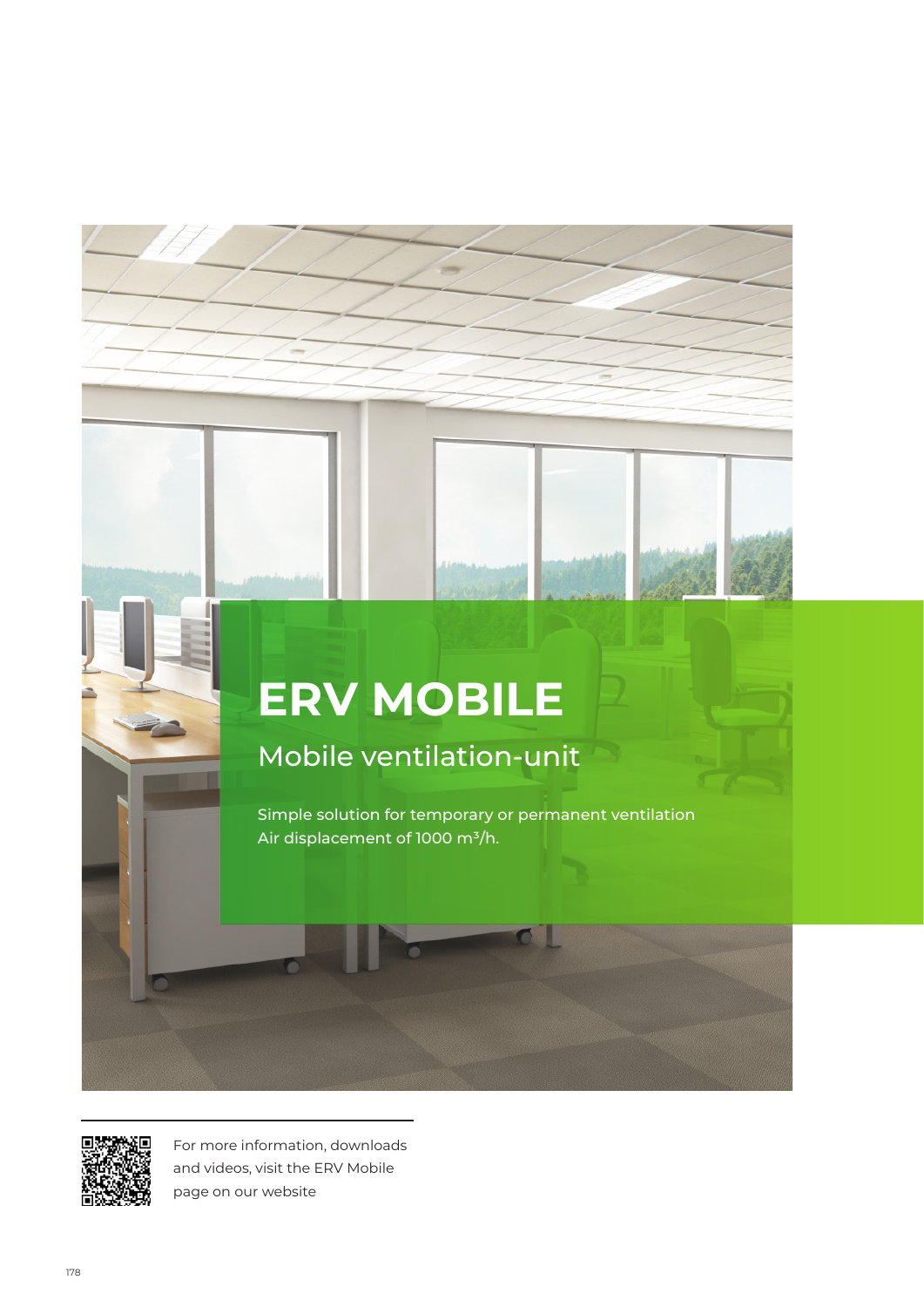# ERV MOBILE

## Mobile ventilation-unit

Simple solution for temporary or permanent ventilation
Air displacement of 1000 $m^3/h$.

For more information, downloads and videos, visit the ERV Mobile page on our website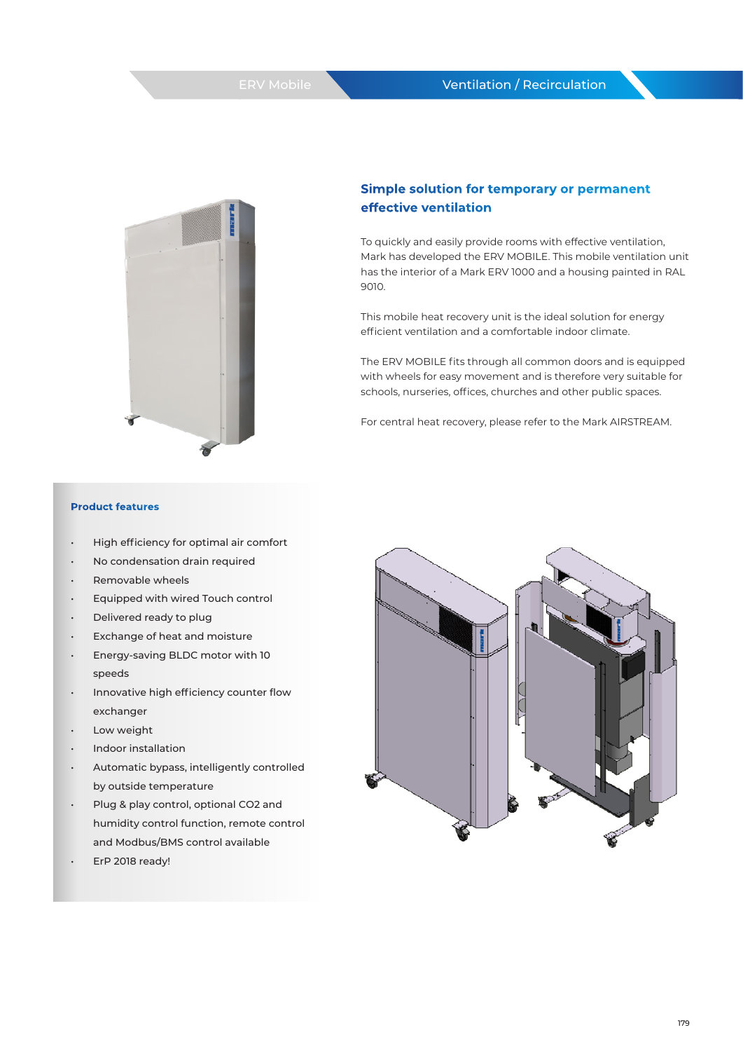## Simple solution for temporary or permanent effective ventilation

To quickly and easily provide rooms with effective ventilation, Mark has developed the ERV MOBILE. This mobile ventilation unit has the interior of a Mark ERV 1000 and a housing painted in RAL 9010.

This mobile heat recovery unit is the ideal solution for energy efficient ventilation and a comfortable indoor climate.

The ERV MOBILE fits through all common doors and is equipped with wheels for easy movement and is therefore very suitable for schools, nurseries, offices, churches and other public spaces.

For central heat recovery, please refer to the Mark AIRSTREAM.

### Product features

- High efficiency for optimal air comfort
- No condensation drain required
- Removable wheels
- Equipped with wired Touch control
- Delivered ready to plug
- Exchange of heat and moisture
- Energy-saving BLDC motor with 10 speeds
- Innovative high efficiency counter flow exchanger
- Low weight
- Indoor installation
- Automatic bypass, intelligently controlled by outside temperature
- Plug & play control, optional $CO_2$ and humidity control function, remote control and Modbus/BMS control available
- ErP 2018 ready!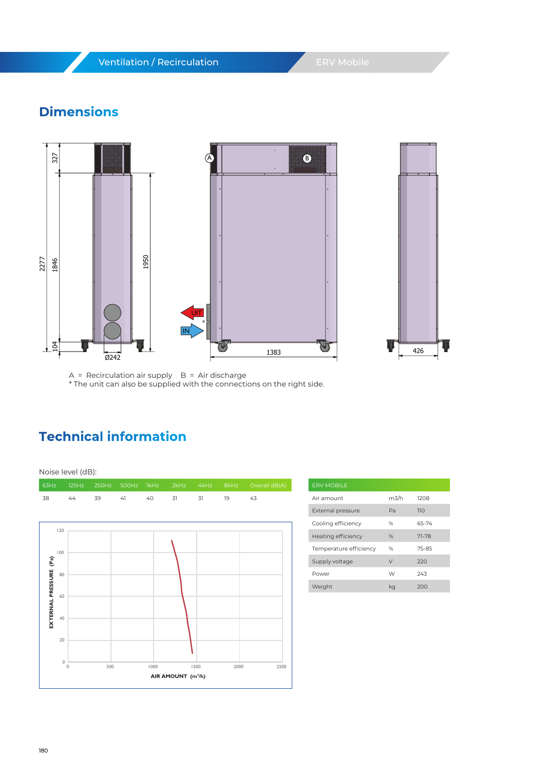## Dimensions

327

2277

1846

1950

104

Ø242

A

B

UIT

IN

*

1383

426

A = Recirculation air supply B = Air discharge

* The unit can also be supplied with the connections on the right side.

## Technical information

Noise level (dB):

| 63Hz | 125Hz | 250Hz | 500Hz | 1kHz | 2kHz | 4kHz | 8kHz | Overall dB(A) |
|---|---|---|---|---|---|---|---|---|
| 38 | 44 | 39 | 41 | 40 | 31 | 31 | 19 | 43 |

EXTERNAL PRESSURE (Pa)

120

100

80

60

40

20

0

0

500

1000

1500

2000

2500

AIR AMOUNT (m³/h)

| ERV MOBILE | | |
|---|---|---|
| Air amount | m3/h | 1208 |
| External pressure | Pa | 110 |
| Cooling efficiency | % | 65-74 |
| Heating efficiency | % | 71-78 |
| Temperature efficiency | % | 75-85 |
| Supply voltage | V | 220 |
| Power | W | 243 |
| Weight | kg | 200 |